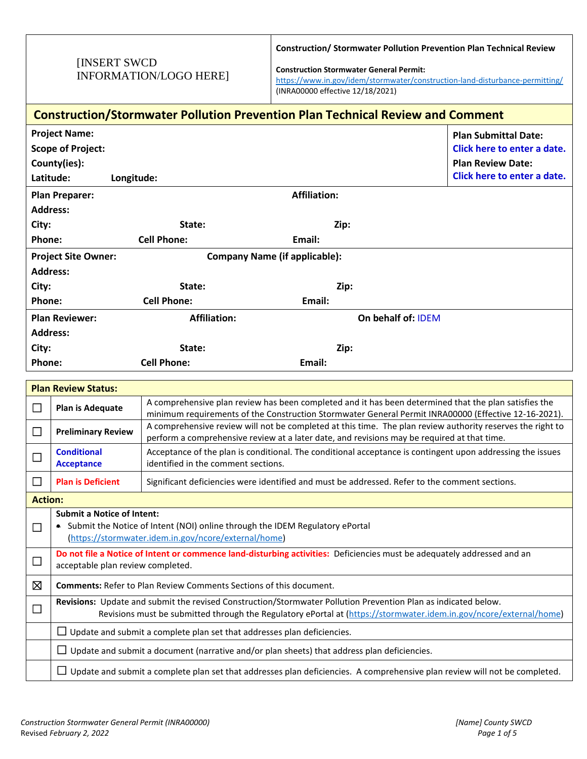| [INSERT SWCD INFORMATION/LOGO HERE] | **Construction/ Stormwater Pollution Prevention Plan Technical Review**<br><br>**Construction Stormwater General Permit:**<br>https://www.in.gov/idem/stormwater/construction-land-disturbance-permitting/<br>(INRA00000 effective 12/18/2021) |
|---|---|

## Construction/Stormwater Pollution Prevention Plan Technical Review and Comment

| | |
|---|---|
| **Project Name:**<br>**Scope of Project:**<br>**County(ies):**<br>**Latitude:** **Longitude:** | **Plan Submittal Date:**<br>Click here to enter a date.<br>**Plan Review Date:**<br>Click here to enter a date. |

**Plan Preparer:** **Affiliation:**
**Address:**
**City:** **State:** **Zip:**
**Phone:** **Cell Phone:** **Email:**

**Project Site Owner:** **Company Name (if applicable):**
**Address:**
**City:** **State:** **Zip:**
**Phone:** **Cell Phone:** **Email:**

**Plan Reviewer:** **Affiliation:** **On behalf of:** IDEM
**Address:**
**City:** **State:** **Zip:**
**Phone:** **Cell Phone:** **Email:**

| **Plan Review Status:** | | |
|---|---|---|
| ☐ | **Plan is Adequate** | A comprehensive plan review has been completed and it has been determined that the plan satisfies the minimum requirements of the Construction Stormwater General Permit INRA00000 (Effective 12-16-2021). |
| ☐ | **Preliminary Review** | A comprehensive review will not be completed at this time. The plan review authority reserves the right to perform a comprehensive review at a later date, and revisions may be required at that time. |
| ☐ | **Conditional Acceptance** | Acceptance of the plan is conditional. The conditional acceptance is contingent upon addressing the issues identified in the comment sections. |
| ☐ | **Plan is Deficient** | Significant deficiencies were identified and must be addressed. Refer to the comment sections. |
| **Action:** | | |
| ☐ | **Submit a Notice of Intent:**<br>• Submit the Notice of Intent (NOI) online through the IDEM Regulatory ePortal (https://stormwater.idem.in.gov/ncore/external/home) | |
| ☐ | **Do not file a Notice of Intent or commence land-disturbing activities:** Deficiencies must be adequately addressed and an acceptable plan review completed. | |
| ☒ | **Comments:** Refer to Plan Review Comments Sections of this document. | |
| ☐ | **Revisions:** Update and submit the revised Construction/Stormwater Pollution Prevention Plan as indicated below. Revisions must be submitted through the Regulatory ePortal at (https://stormwater.idem.in.gov/ncore/external/home) | |
| | ☐ Update and submit a complete plan set that addresses plan deficiencies. | |
| | ☐ Update and submit a document (narrative and/or plan sheets) that address plan deficiencies. | |
| | ☐ Update and submit a complete plan set that addresses plan deficiencies. A comprehensive plan review will not be completed. | |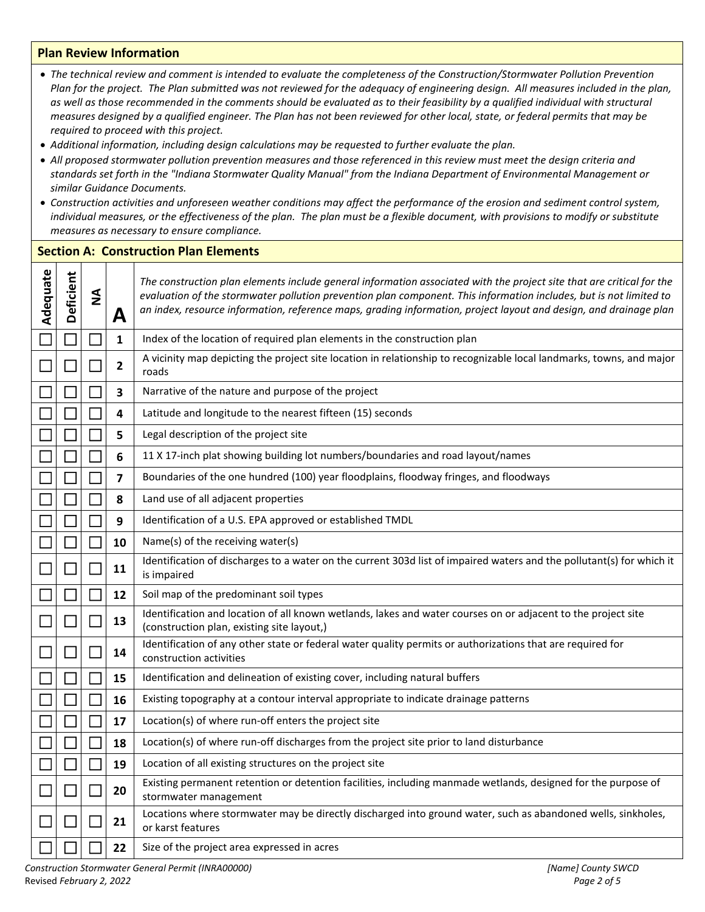## Plan Review Information

- *The technical review and comment is intended to evaluate the completeness of the Construction/Stormwater Pollution Prevention Plan for the project. The Plan submitted was not reviewed for the adequacy of engineering design. All measures included in the plan, as well as those recommended in the comments should be evaluated as to their feasibility by a qualified individual with structural measures designed by a qualified engineer. The Plan has not been reviewed for other local, state, or federal permits that may be required to proceed with this project.*
- *Additional information, including design calculations may be requested to further evaluate the plan.*
- *All proposed stormwater pollution prevention measures and those referenced in this review must meet the design criteria and standards set forth in the "Indiana Stormwater Quality Manual" from the Indiana Department of Environmental Management or similar Guidance Documents.*
- *Construction activities and unforeseen weather conditions may affect the performance of the erosion and sediment control system, individual measures, or the effectiveness of the plan. The plan must be a flexible document, with provisions to modify or substitute measures as necessary to ensure compliance.*

## Section A: Construction Plan Elements

| Adequate | Deficient | NA | A | *The construction plan elements include general information associated with the project site that are critical for the evaluation of the stormwater pollution prevention plan component. This information includes, but is not limited to an index, resource information, reference maps, grading information, project layout and design, and drainage plan* |
|---|---|---|---|---|
| ☐ | ☐ | ☐ | 1 | Index of the location of required plan elements in the construction plan |
| ☐ | ☐ | ☐ | 2 | A vicinity map depicting the project site location in relationship to recognizable local landmarks, towns, and major roads |
| ☐ | ☐ | ☐ | 3 | Narrative of the nature and purpose of the project |
| ☐ | ☐ | ☐ | 4 | Latitude and longitude to the nearest fifteen (15) seconds |
| ☐ | ☐ | ☐ | 5 | Legal description of the project site |
| ☐ | ☐ | ☐ | 6 | 11 X 17-inch plat showing building lot numbers/boundaries and road layout/names |
| ☐ | ☐ | ☐ | 7 | Boundaries of the one hundred (100) year floodplains, floodway fringes, and floodways |
| ☐ | ☐ | ☐ | 8 | Land use of all adjacent properties |
| ☐ | ☐ | ☐ | 9 | Identification of a U.S. EPA approved or established TMDL |
| ☐ | ☐ | ☐ | 10 | Name(s) of the receiving water(s) |
| ☐ | ☐ | ☐ | 11 | Identification of discharges to a water on the current 303d list of impaired waters and the pollutant(s) for which it is impaired |
| ☐ | ☐ | ☐ | 12 | Soil map of the predominant soil types |
| ☐ | ☐ | ☐ | 13 | Identification and location of all known wetlands, lakes and water courses on or adjacent to the project site (construction plan, existing site layout,) |
| ☐ | ☐ | ☐ | 14 | Identification of any other state or federal water quality permits or authorizations that are required for construction activities |
| ☐ | ☐ | ☐ | 15 | Identification and delineation of existing cover, including natural buffers |
| ☐ | ☐ | ☐ | 16 | Existing topography at a contour interval appropriate to indicate drainage patterns |
| ☐ | ☐ | ☐ | 17 | Location(s) of where run-off enters the project site |
| ☐ | ☐ | ☐ | 18 | Location(s) of where run-off discharges from the project site prior to land disturbance |
| ☐ | ☐ | ☐ | 19 | Location of all existing structures on the project site |
| ☐ | ☐ | ☐ | 20 | Existing permanent retention or detention facilities, including manmade wetlands, designed for the purpose of stormwater management |
| ☐ | ☐ | ☐ | 21 | Locations where stormwater may be directly discharged into ground water, such as abandoned wells, sinkholes, or karst features |
| ☐ | ☐ | ☐ | 22 | Size of the project area expressed in acres |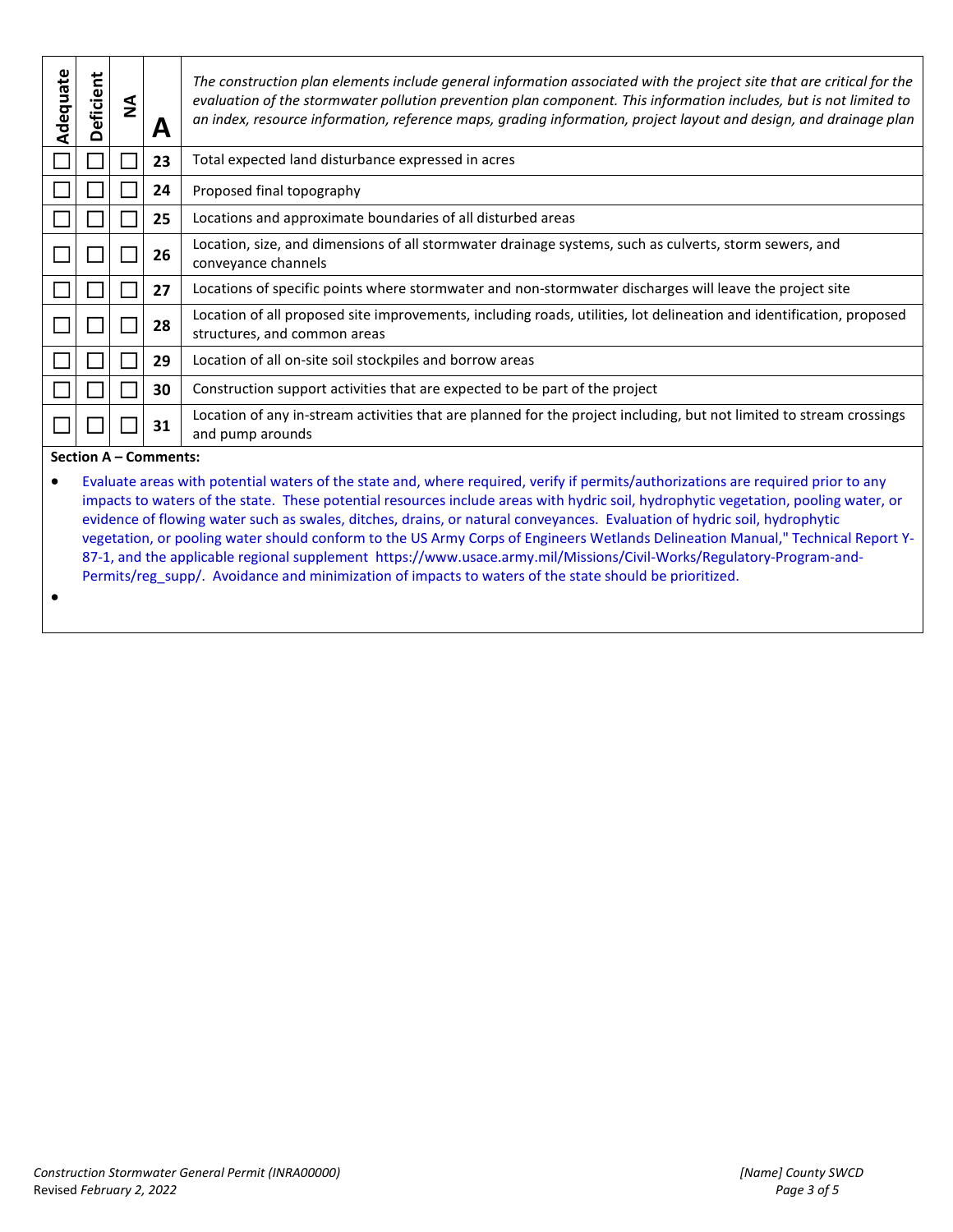| Adequate | Deficient | NA | A | *The construction plan elements include general information associated with the project site that are critical for the evaluation of the stormwater pollution prevention plan component. This information includes, but is not limited to an index, resource information, reference maps, grading information, project layout and design, and drainage plan* |
|---|---|---|---|---|
| ☐ | ☐ | ☐ | **23** | Total expected land disturbance expressed in acres |
| ☐ | ☐ | ☐ | **24** | Proposed final topography |
| ☐ | ☐ | ☐ | **25** | Locations and approximate boundaries of all disturbed areas |
| ☐ | ☐ | ☐ | **26** | Location, size, and dimensions of all stormwater drainage systems, such as culverts, storm sewers, and conveyance channels |
| ☐ | ☐ | ☐ | **27** | Locations of specific points where stormwater and non-stormwater discharges will leave the project site |
| ☐ | ☐ | ☐ | **28** | Location of all proposed site improvements, including roads, utilities, lot delineation and identification, proposed structures, and common areas |
| ☐ | ☐ | ☐ | **29** | Location of all on-site soil stockpiles and borrow areas |
| ☐ | ☐ | ☐ | **30** | Construction support activities that are expected to be part of the project |
| ☐ | ☐ | ☐ | **31** | Location of any in-stream activities that are planned for the project including, but not limited to stream crossings and pump arounds |

**Section A – Comments:**

- Evaluate areas with potential waters of the state and, where required, verify if permits/authorizations are required prior to any impacts to waters of the state. These potential resources include areas with hydric soil, hydrophytic vegetation, pooling water, or evidence of flowing water such as swales, ditches, drains, or natural conveyances. Evaluation of hydric soil, hydrophytic vegetation, or pooling water should conform to the US Army Corps of Engineers Wetlands Delineation Manual," Technical Report Y-87-1, and the applicable regional supplement https://www.usace.army.mil/Missions/Civil-Works/Regulatory-Program-and-Permits/reg_supp/. Avoidance and minimization of impacts to waters of the state should be prioritized.
-

*Construction Stormwater General Permit (INRA00000)*
Revised *February 2, 2022*

*[Name] County SWCD*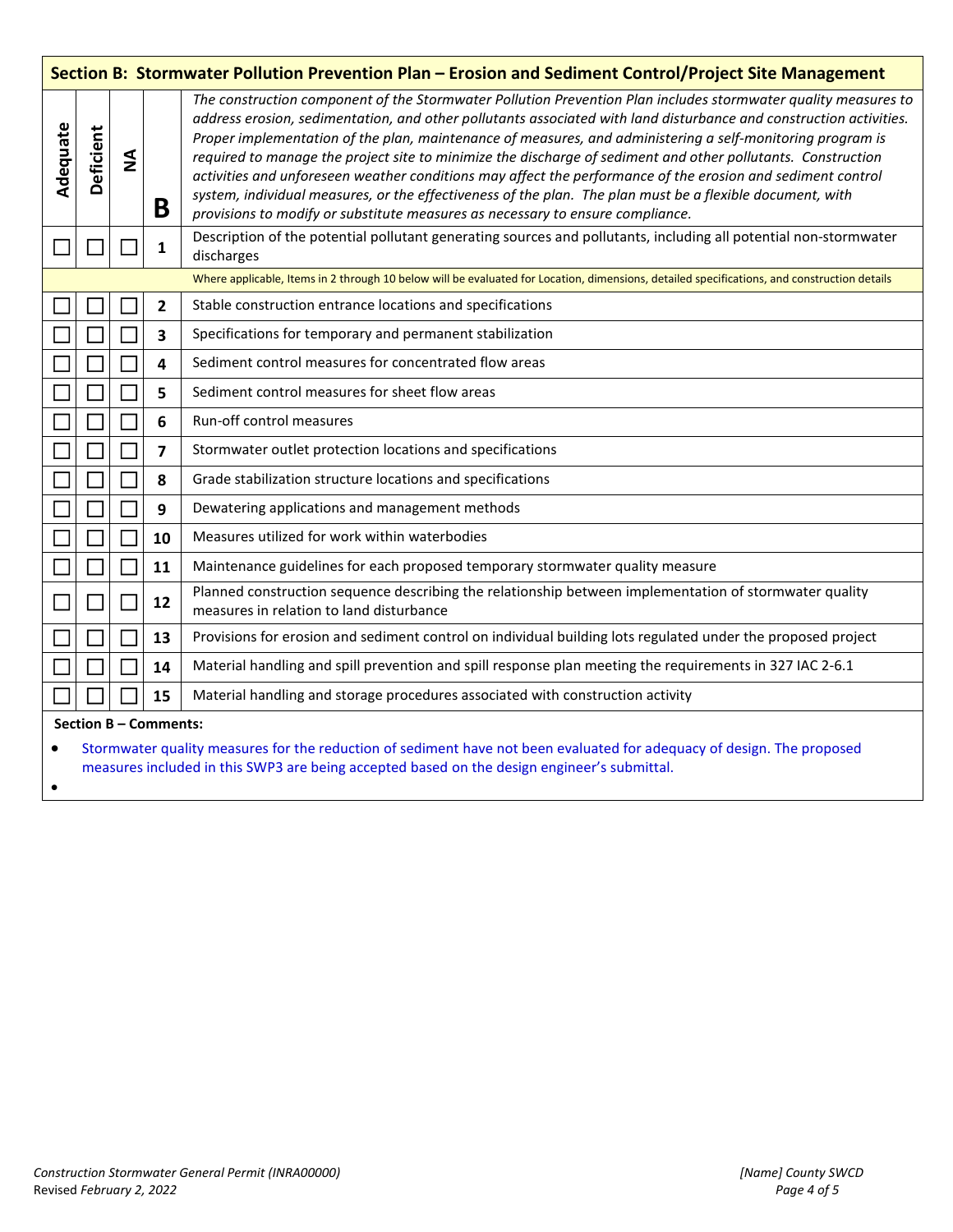## Section B: Stormwater Pollution Prevention Plan – Erosion and Sediment Control/Project Site Management

| Adequate | Deficient | NA | B | *The construction component of the Stormwater Pollution Prevention Plan includes stormwater quality measures to address erosion, sedimentation, and other pollutants associated with land disturbance and construction activities. Proper implementation of the plan, maintenance of measures, and administering a self-monitoring program is required to manage the project site to minimize the discharge of sediment and other pollutants. Construction activities and unforeseen weather conditions may affect the performance of the erosion and sediment control system, individual measures, or the effectiveness of the plan. The plan must be a flexible document, with provisions to modify or substitute measures as necessary to ensure compliance.* |
|---|---|---|---|---|
| ☐ | ☐ | ☐ | **1** | Description of the potential pollutant generating sources and pollutants, including all potential non-stormwater discharges |
| | | | | Where applicable, Items in 2 through 10 below will be evaluated for Location, dimensions, detailed specifications, and construction details |
| ☐ | ☐ | ☐ | **2** | Stable construction entrance locations and specifications |
| ☐ | ☐ | ☐ | **3** | Specifications for temporary and permanent stabilization |
| ☐ | ☐ | ☐ | **4** | Sediment control measures for concentrated flow areas |
| ☐ | ☐ | ☐ | **5** | Sediment control measures for sheet flow areas |
| ☐ | ☐ | ☐ | **6** | Run-off control measures |
| ☐ | ☐ | ☐ | **7** | Stormwater outlet protection locations and specifications |
| ☐ | ☐ | ☐ | **8** | Grade stabilization structure locations and specifications |
| ☐ | ☐ | ☐ | **9** | Dewatering applications and management methods |
| ☐ | ☐ | ☐ | **10** | Measures utilized for work within waterbodies |
| ☐ | ☐ | ☐ | **11** | Maintenance guidelines for each proposed temporary stormwater quality measure |
| ☐ | ☐ | ☐ | **12** | Planned construction sequence describing the relationship between implementation of stormwater quality measures in relation to land disturbance |
| ☐ | ☐ | ☐ | **13** | Provisions for erosion and sediment control on individual building lots regulated under the proposed project |
| ☐ | ☐ | ☐ | **14** | Material handling and spill prevention and spill response plan meeting the requirements in 327 IAC 2-6.1 |
| ☐ | ☐ | ☐ | **15** | Material handling and storage procedures associated with construction activity |

**Section B – Comments:**

- Stormwater quality measures for the reduction of sediment have not been evaluated for adequacy of design. The proposed measures included in this SWP3 are being accepted based on the design engineer's submittal.
- 

*Construction Stormwater General Permit (INRA00000)*
Revised *February 2, 2022*

*[Name] County SWCD*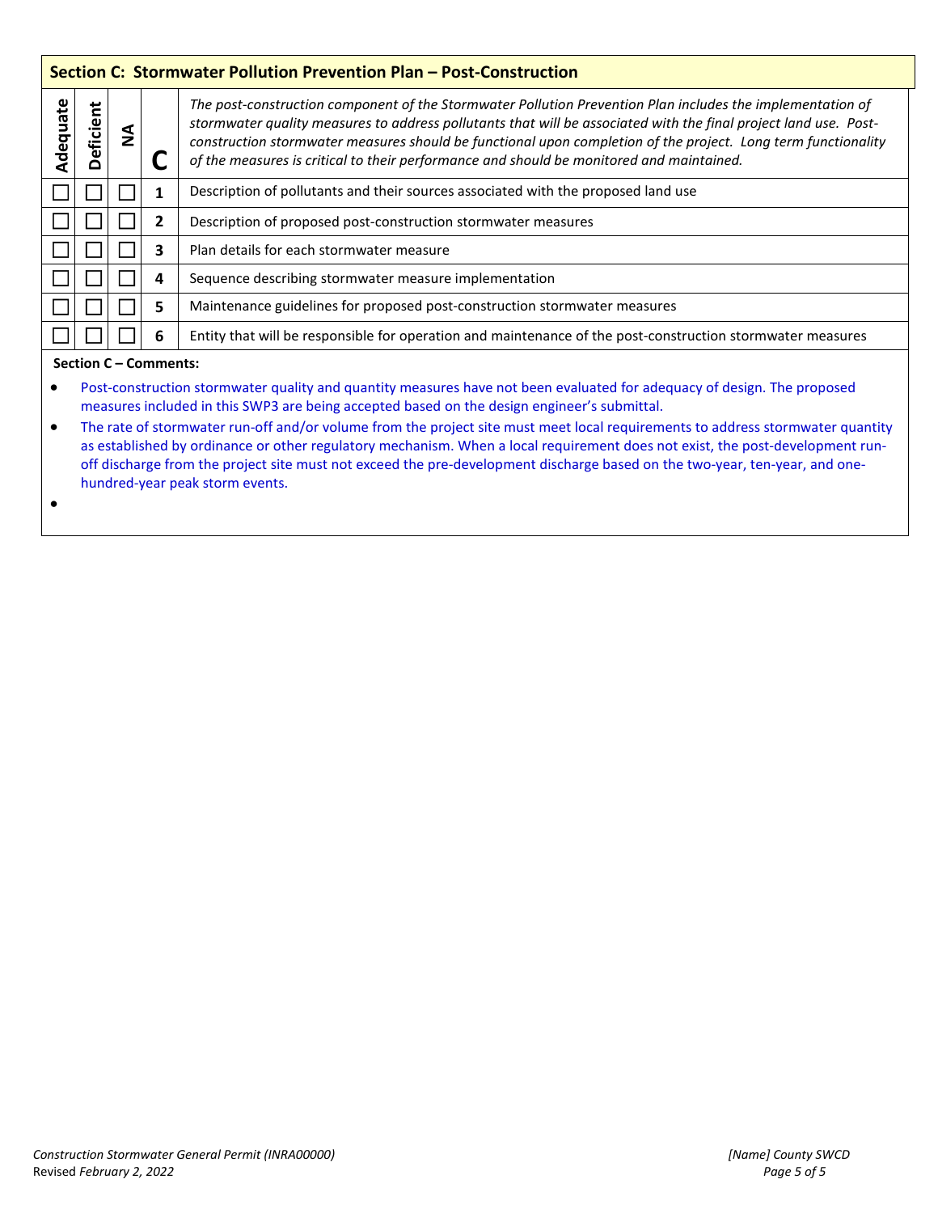## Section C: Stormwater Pollution Prevention Plan – Post-Construction

| Adequate | Deficient | NA | C | *The post-construction component of the Stormwater Pollution Prevention Plan includes the implementation of stormwater quality measures to address pollutants that will be associated with the final project land use. Post-construction stormwater measures should be functional upon completion of the project. Long term functionality of the measures is critical to their performance and should be monitored and maintained.* |
|---|---|---|---|---|
| ☐ | ☐ | ☐ | 1 | Description of pollutants and their sources associated with the proposed land use |
| ☐ | ☐ | ☐ | 2 | Description of proposed post-construction stormwater measures |
| ☐ | ☐ | ☐ | 3 | Plan details for each stormwater measure |
| ☐ | ☐ | ☐ | 4 | Sequence describing stormwater measure implementation |
| ☐ | ☐ | ☐ | 5 | Maintenance guidelines for proposed post-construction stormwater measures |
| ☐ | ☐ | ☐ | 6 | Entity that will be responsible for operation and maintenance of the post-construction stormwater measures |

**Section C – Comments:**

- Post-construction stormwater quality and quantity measures have not been evaluated for adequacy of design. The proposed measures included in this SWP3 are being accepted based on the design engineer's submittal.
- The rate of stormwater run-off and/or volume from the project site must meet local requirements to address stormwater quantity as established by ordinance or other regulatory mechanism. When a local requirement does not exist, the post-development run-off discharge from the project site must not exceed the pre-development discharge based on the two-year, ten-year, and one-hundred-year peak storm events.
- 

*Construction Stormwater General Permit (INRA00000)*
Revised *February 2, 2022*

*[Name] County SWCD*